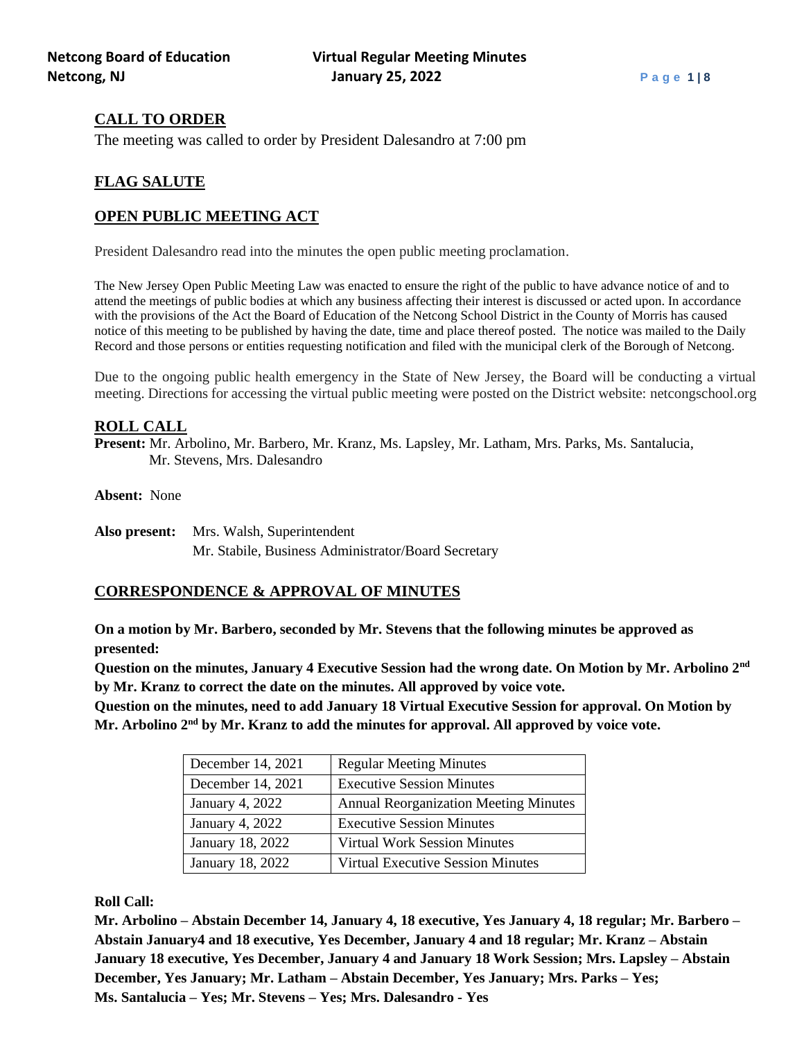## CALL TO ORDER

The meeting was called to order by President Dalesandro at 7:00 pm

## FLAG SALUTE

## OPEN PUBLIC MEETING ACT

President Dalesandro read into the minutes the open public meeting proclamation.

The New Jersey Open Public Meeting Law was enacted to ensure the right of the public to have advance notice of and to attend the meetings of public bodies at which any business affecting their interest is discussed or acted upon. In accordance with the provisions of the Act the Board of Education of the Netcong School District in the County of Morris has caused notice of this meeting to be published by having the date, time and place thereof posted. The notice was mailed to the Daily Record and those persons or entities requesting notification and filed with the municipal clerk of the Borough of Netcong.

Due to the ongoing public health emergency in the State of New Jersey, the Board will be conducting a virtual meeting. Directions for accessing the virtual public meeting were posted on the District website: netcongschool.org

## ROLL CALL

**Present:** Mr. Arbolino, Mr. Barbero, Mr. Kranz, Ms. Lapsley, Mr. Latham, Mrs. Parks, Ms. Santalucia, Mr. Stevens, Mrs. Dalesandro

**Absent:** None

**Also present:** Mrs. Walsh, Superintendent
Mr. Stabile, Business Administrator/Board Secretary

## CORRESPONDENCE & APPROVAL OF MINUTES

**On a motion by Mr. Barbero, seconded by Mr. Stevens that the following minutes be approved as presented:**
**Question on the minutes, January 4 Executive Session had the wrong date. On Motion by Mr. Arbolino 2nd by Mr. Kranz to correct the date on the minutes. All approved by voice vote.**
**Question on the minutes, need to add January 18 Virtual Executive Session for approval. On Motion by Mr. Arbolino 2nd by Mr. Kranz to add the minutes for approval. All approved by voice vote.**

| | |
|---|---|
| December 14, 2021 | Regular Meeting Minutes |
| December 14, 2021 | Executive Session Minutes |
| January 4, 2022 | Annual Reorganization Meeting Minutes |
| January 4, 2022 | Executive Session Minutes |
| January 18, 2022 | Virtual Work Session Minutes |
| January 18, 2022 | Virtual Executive Session Minutes |

**Roll Call:**
**Mr. Arbolino – Abstain December 14, January 4, 18 executive, Yes January 4, 18 regular; Mr. Barbero – Abstain January4 and 18 executive, Yes December, January 4 and 18 regular; Mr. Kranz – Abstain January 18 executive, Yes December, January 4 and January 18 Work Session; Mrs. Lapsley – Abstain December, Yes January; Mr. Latham – Abstain December, Yes January; Mrs. Parks – Yes; Ms. Santalucia – Yes; Mr. Stevens – Yes; Mrs. Dalesandro - Yes**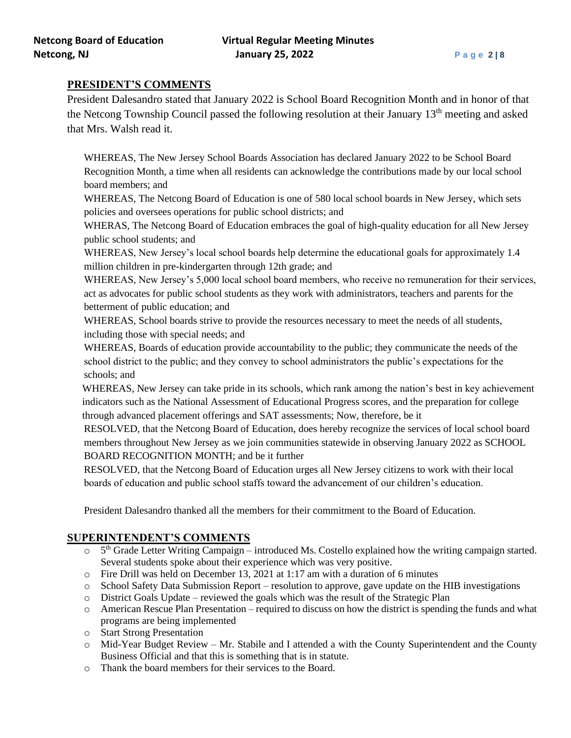## PRESIDENT'S COMMENTS

President Dalesandro stated that January 2022 is School Board Recognition Month and in honor of that the Netcong Township Council passed the following resolution at their January 13th meeting and asked that Mrs. Walsh read it.

WHEREAS, The New Jersey School Boards Association has declared January 2022 to be School Board Recognition Month, a time when all residents can acknowledge the contributions made by our local school board members; and

WHEREAS, The Netcong Board of Education is one of 580 local school boards in New Jersey, which sets policies and oversees operations for public school districts; and

WHERAS, The Netcong Board of Education embraces the goal of high-quality education for all New Jersey public school students; and

WHEREAS, New Jersey's local school boards help determine the educational goals for approximately 1.4 million children in pre-kindergarten through 12th grade; and

WHEREAS, New Jersey's 5,000 local school board members, who receive no remuneration for their services, act as advocates for public school students as they work with administrators, teachers and parents for the betterment of public education; and

WHEREAS, School boards strive to provide the resources necessary to meet the needs of all students, including those with special needs; and

WHEREAS, Boards of education provide accountability to the public; they communicate the needs of the school district to the public; and they convey to school administrators the public's expectations for the schools; and

WHEREAS, New Jersey can take pride in its schools, which rank among the nation's best in key achievement indicators such as the National Assessment of Educational Progress scores, and the preparation for college through advanced placement offerings and SAT assessments; Now, therefore, be it

RESOLVED, that the Netcong Board of Education, does hereby recognize the services of local school board members throughout New Jersey as we join communities statewide in observing January 2022 as SCHOOL BOARD RECOGNITION MONTH; and be it further

RESOLVED, that the Netcong Board of Education urges all New Jersey citizens to work with their local boards of education and public school staffs toward the advancement of our children's education.

President Dalesandro thanked all the members for their commitment to the Board of Education.

## SUPERINTENDENT'S COMMENTS

- 5th Grade Letter Writing Campaign – introduced Ms. Costello explained how the writing campaign started. Several students spoke about their experience which was very positive.
- Fire Drill was held on December 13, 2021 at 1:17 am with a duration of 6 minutes
- School Safety Data Submission Report – resolution to approve, gave update on the HIB investigations
- District Goals Update – reviewed the goals which was the result of the Strategic Plan
- American Rescue Plan Presentation – required to discuss on how the district is spending the funds and what programs are being implemented
- Start Strong Presentation
- Mid-Year Budget Review – Mr. Stabile and I attended a with the County Superintendent and the County Business Official and that this is something that is in statute.
- Thank the board members for their services to the Board.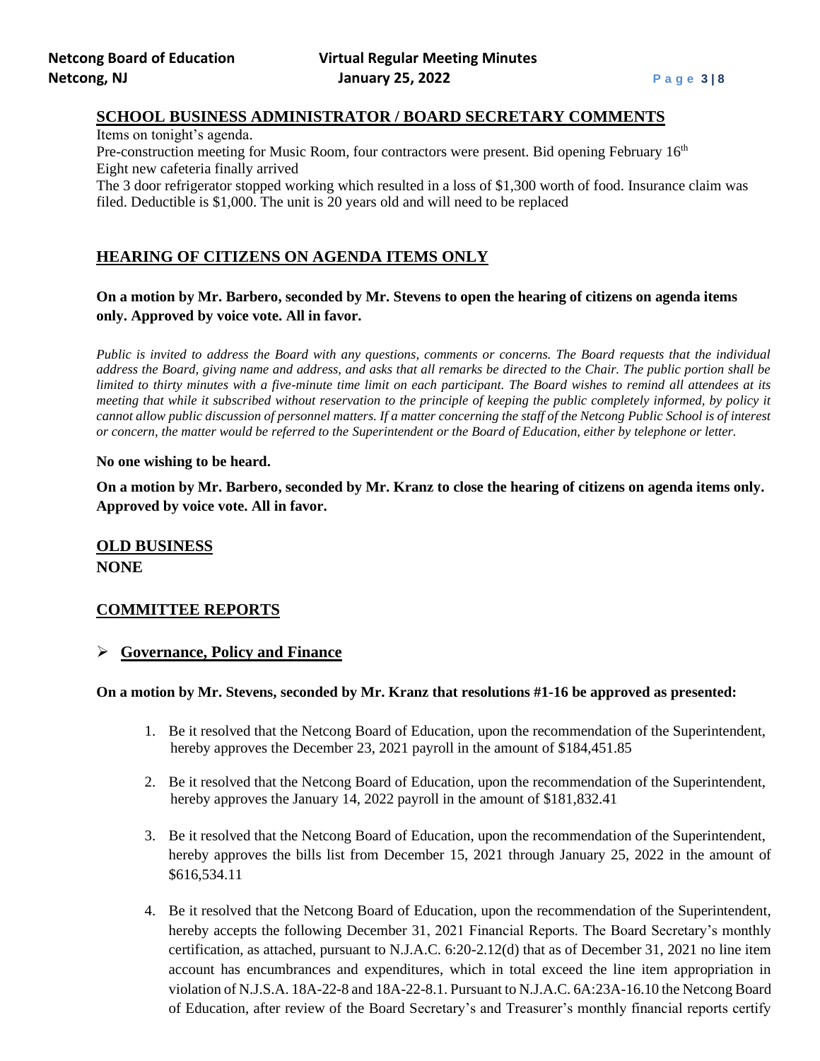## SCHOOL BUSINESS ADMINISTRATOR / BOARD SECRETARY COMMENTS

Items on tonight's agenda.
Pre-construction meeting for Music Room, four contractors were present. Bid opening February 16th
Eight new cafeteria finally arrived
The 3 door refrigerator stopped working which resulted in a loss of $1,300 worth of food. Insurance claim was filed. Deductible is $1,000. The unit is 20 years old and will need to be replaced

## HEARING OF CITIZENS ON AGENDA ITEMS ONLY

**On a motion by Mr. Barbero, seconded by Mr. Stevens to open the hearing of citizens on agenda items only. Approved by voice vote. All in favor.**

*Public is invited to address the Board with any questions, comments or concerns. The Board requests that the individual address the Board, giving name and address, and asks that all remarks be directed to the Chair. The public portion shall be limited to thirty minutes with a five-minute time limit on each participant. The Board wishes to remind all attendees at its meeting that while it subscribed without reservation to the principle of keeping the public completely informed, by policy it cannot allow public discussion of personnel matters. If a matter concerning the staff of the Netcong Public School is of interest or concern, the matter would be referred to the Superintendent or the Board of Education, either by telephone or letter.*

**No one wishing to be heard.**

**On a motion by Mr. Barbero, seconded by Mr. Kranz to close the hearing of citizens on agenda items only. Approved by voice vote. All in favor.**

## OLD BUSINESS

**NONE**

## COMMITTEE REPORTS

- **Governance, Policy and Finance**

**On a motion by Mr. Stevens, seconded by Mr. Kranz that resolutions #1-16 be approved as presented:**

1. Be it resolved that the Netcong Board of Education, upon the recommendation of the Superintendent, hereby approves the December 23, 2021 payroll in the amount of $184,451.85
2. Be it resolved that the Netcong Board of Education, upon the recommendation of the Superintendent, hereby approves the January 14, 2022 payroll in the amount of $181,832.41
3. Be it resolved that the Netcong Board of Education, upon the recommendation of the Superintendent, hereby approves the bills list from December 15, 2021 through January 25, 2022 in the amount of $616,534.11
4. Be it resolved that the Netcong Board of Education, upon the recommendation of the Superintendent, hereby accepts the following December 31, 2021 Financial Reports. The Board Secretary's monthly certification, as attached, pursuant to N.J.A.C. 6:20-2.12(d) that as of December 31, 2021 no line item account has encumbrances and expenditures, which in total exceed the line item appropriation in violation of N.J.S.A. 18A-22-8 and 18A-22-8.1. Pursuant to N.J.A.C. 6A:23A-16.10 the Netcong Board of Education, after review of the Board Secretary's and Treasurer's monthly financial reports certify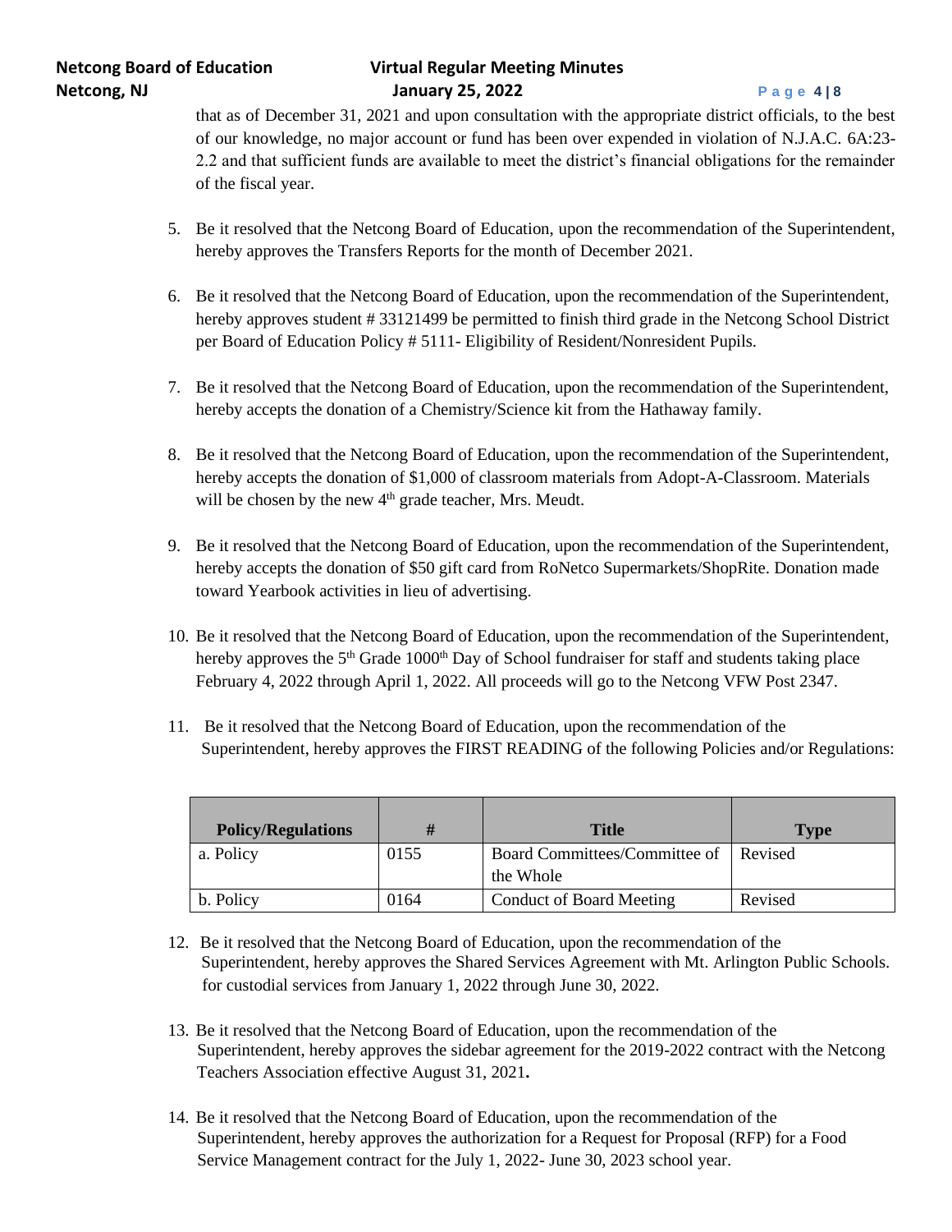that as of December 31, 2021 and upon consultation with the appropriate district officials, to the best of our knowledge, no major account or fund has been over expended in violation of N.J.A.C. 6A:23-2.2 and that sufficient funds are available to meet the district's financial obligations for the remainder of the fiscal year.

5. Be it resolved that the Netcong Board of Education, upon the recommendation of the Superintendent, hereby approves the Transfers Reports for the month of December 2021.

6. Be it resolved that the Netcong Board of Education, upon the recommendation of the Superintendent, hereby approves student # 33121499 be permitted to finish third grade in the Netcong School District per Board of Education Policy # 5111- Eligibility of Resident/Nonresident Pupils.

7. Be it resolved that the Netcong Board of Education, upon the recommendation of the Superintendent, hereby accepts the donation of a Chemistry/Science kit from the Hathaway family.

8. Be it resolved that the Netcong Board of Education, upon the recommendation of the Superintendent, hereby accepts the donation of $1,000 of classroom materials from Adopt-A-Classroom. Materials will be chosen by the new 4th grade teacher, Mrs. Meudt.

9. Be it resolved that the Netcong Board of Education, upon the recommendation of the Superintendent, hereby accepts the donation of $50 gift card from RoNetco Supermarkets/ShopRite. Donation made toward Yearbook activities in lieu of advertising.

10. Be it resolved that the Netcong Board of Education, upon the recommendation of the Superintendent, hereby approves the 5th Grade 1000th Day of School fundraiser for staff and students taking place February 4, 2022 through April 1, 2022. All proceeds will go to the Netcong VFW Post 2347.

11. Be it resolved that the Netcong Board of Education, upon the recommendation of the Superintendent, hereby approves the FIRST READING of the following Policies and/or Regulations:

| Policy/Regulations | # | Title | Type |
|---|---|---|---|
| a. Policy | 0155 | Board Committees/Committee of the Whole | Revised |
| b. Policy | 0164 | Conduct of Board Meeting | Revised |

12. Be it resolved that the Netcong Board of Education, upon the recommendation of the Superintendent, hereby approves the Shared Services Agreement with Mt. Arlington Public Schools. for custodial services from January 1, 2022 through June 30, 2022.

13. Be it resolved that the Netcong Board of Education, upon the recommendation of the Superintendent, hereby approves the sidebar agreement for the 2019-2022 contract with the Netcong Teachers Association effective August 31, 2021**.**

14. Be it resolved that the Netcong Board of Education, upon the recommendation of the Superintendent, hereby approves the authorization for a Request for Proposal (RFP) for a Food Service Management contract for the July 1, 2022- June 30, 2023 school year.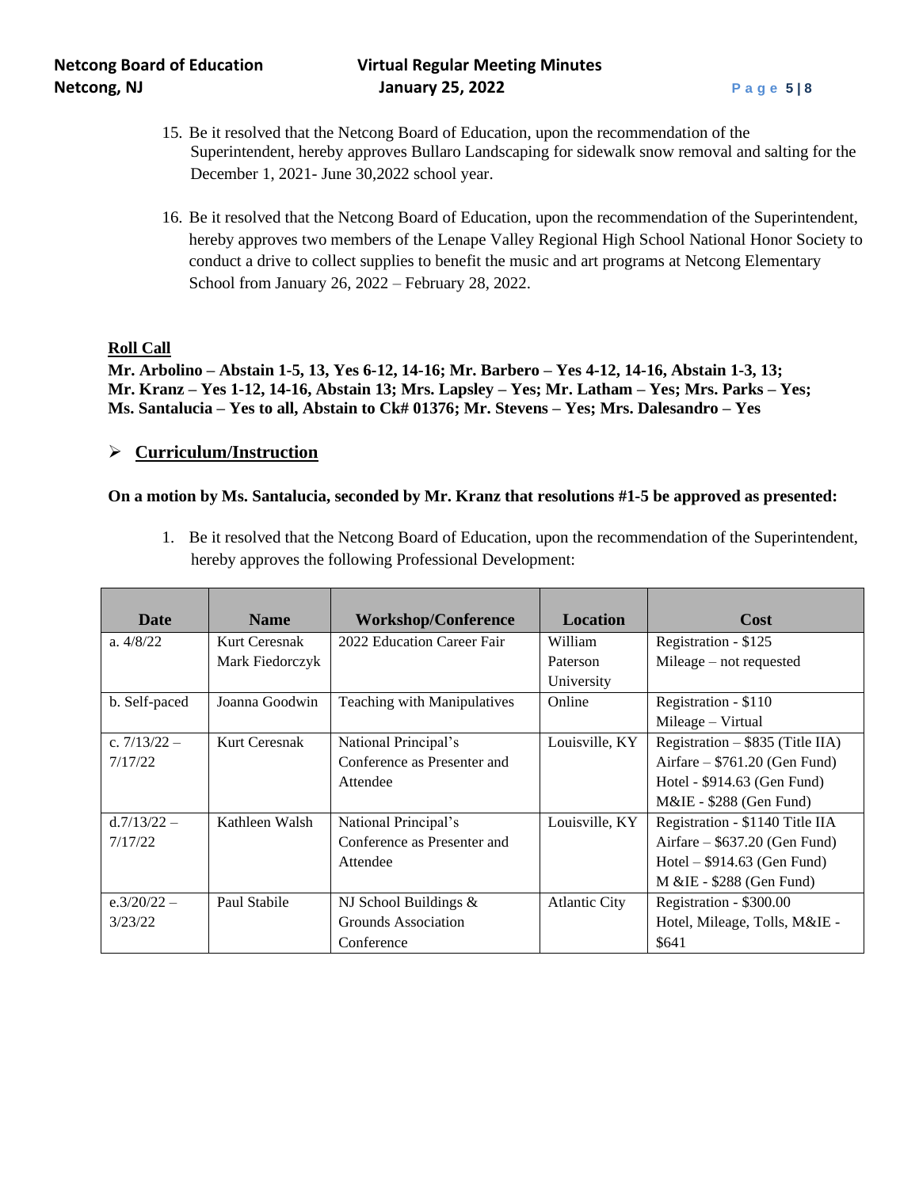15. Be it resolved that the Netcong Board of Education, upon the recommendation of the Superintendent, hereby approves Bullaro Landscaping for sidewalk snow removal and salting for the December 1, 2021- June 30,2022 school year.

16. Be it resolved that the Netcong Board of Education, upon the recommendation of the Superintendent, hereby approves two members of the Lenape Valley Regional High School National Honor Society to conduct a drive to collect supplies to benefit the music and art programs at Netcong Elementary School from January 26, 2022 – February 28, 2022.

**Roll Call**

**Mr. Arbolino – Abstain 1-5, 13, Yes 6-12, 14-16; Mr. Barbero – Yes 4-12, 14-16, Abstain 1-3, 13; Mr. Kranz – Yes 1-12, 14-16, Abstain 13; Mrs. Lapsley – Yes; Mr. Latham – Yes; Mrs. Parks – Yes; Ms. Santalucia – Yes to all, Abstain to Ck# 01376; Mr. Stevens – Yes; Mrs. Dalesandro – Yes**

- **Curriculum/Instruction**

**On a motion by Ms. Santalucia, seconded by Mr. Kranz that resolutions #1-5 be approved as presented:**

1. Be it resolved that the Netcong Board of Education, upon the recommendation of the Superintendent, hereby approves the following Professional Development:

| Date | Name | Workshop/Conference | Location | Cost |
|---|---|---|---|---|
| a. 4/8/22 | Kurt Ceresnak Mark Fiedorczyk | 2022 Education Career Fair | William Paterson University | Registration - $125 Mileage – not requested |
| b. Self-paced | Joanna Goodwin | Teaching with Manipulatives | Online | Registration - $110 Mileage – Virtual |
| c. 7/13/22 – 7/17/22 | Kurt Ceresnak | National Principal's Conference as Presenter and Attendee | Louisville, KY | Registration – $835 (Title IIA) Airfare – $761.20 (Gen Fund) Hotel - $914.63 (Gen Fund) M&IE - $288 (Gen Fund) |
| d.7/13/22 – 7/17/22 | Kathleen Walsh | National Principal's Conference as Presenter and Attendee | Louisville, KY | Registration - $1140 Title IIA Airfare – $637.20 (Gen Fund) Hotel – $914.63 (Gen Fund) M &IE - $288 (Gen Fund) |
| e.3/20/22 – 3/23/22 | Paul Stabile | NJ School Buildings & Grounds Association Conference | Atlantic City | Registration - $300.00 Hotel, Mileage, Tolls, M&IE - $641 |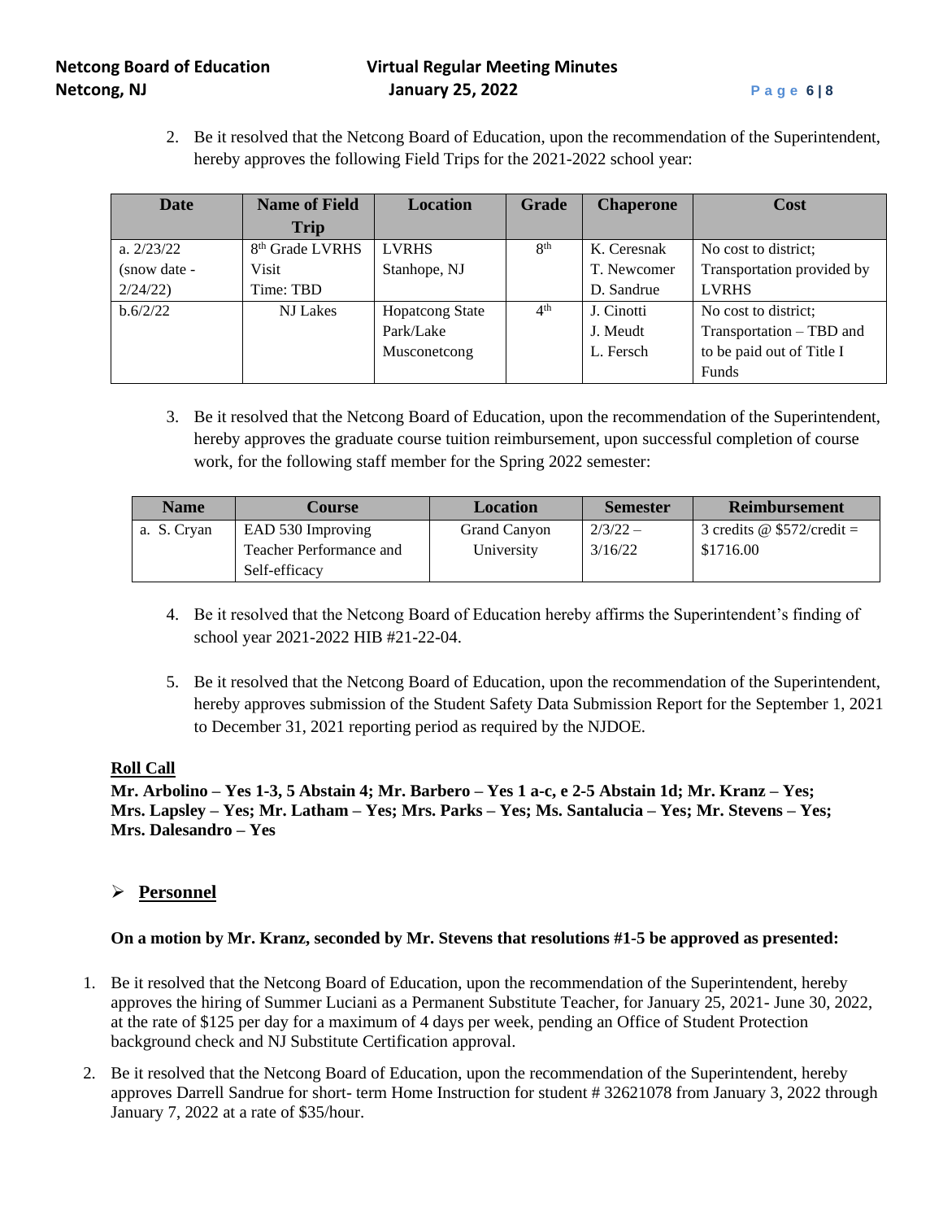2. Be it resolved that the Netcong Board of Education, upon the recommendation of the Superintendent, hereby approves the following Field Trips for the 2021-2022 school year:

| Date | Name of Field Trip | Location | Grade | Chaperone | Cost |
|---|---|---|---|---|---|
| a. 2/23/22 (snow date - 2/24/22) | 8th Grade LVRHS Visit Time: TBD | LVRHS Stanhope, NJ | 8th | K. Ceresnak T. Newcomer D. Sandrue | No cost to district; Transportation provided by LVRHS |
| b.6/2/22 | NJ Lakes | Hopatcong State Park/Lake Musconetcong | 4th | J. Cinotti J. Meudt L. Fersch | No cost to district; Transportation – TBD and to be paid out of Title I Funds |

3. Be it resolved that the Netcong Board of Education, upon the recommendation of the Superintendent, hereby approves the graduate course tuition reimbursement, upon successful completion of course work, for the following staff member for the Spring 2022 semester:

| Name | Course | Location | Semester | Reimbursement |
|---|---|---|---|---|
| a. S. Cryan | EAD 530 Improving Teacher Performance and Self-efficacy | Grand Canyon University | 2/3/22 – 3/16/22 | 3 credits @ $572/credit = $1716.00 |

4. Be it resolved that the Netcong Board of Education hereby affirms the Superintendent's finding of school year 2021-2022 HIB #21-22-04.

5. Be it resolved that the Netcong Board of Education, upon the recommendation of the Superintendent, hereby approves submission of the Student Safety Data Submission Report for the September 1, 2021 to December 31, 2021 reporting period as required by the NJDOE.

**Roll Call**

**Mr. Arbolino – Yes 1-3, 5 Abstain 4; Mr. Barbero – Yes 1 a-c, e 2-5 Abstain 1d; Mr. Kranz – Yes; Mrs. Lapsley – Yes; Mr. Latham – Yes; Mrs. Parks – Yes; Ms. Santalucia – Yes; Mr. Stevens – Yes; Mrs. Dalesandro – Yes**

## Personnel

**On a motion by Mr. Kranz, seconded by Mr. Stevens that resolutions #1-5 be approved as presented:**

1. Be it resolved that the Netcong Board of Education, upon the recommendation of the Superintendent, hereby approves the hiring of Summer Luciani as a Permanent Substitute Teacher, for January 25, 2021- June 30, 2022, at the rate of $125 per day for a maximum of 4 days per week, pending an Office of Student Protection background check and NJ Substitute Certification approval.

2. Be it resolved that the Netcong Board of Education, upon the recommendation of the Superintendent, hereby approves Darrell Sandrue for short- term Home Instruction for student # 32621078 from January 3, 2022 through January 7, 2022 at a rate of $35/hour.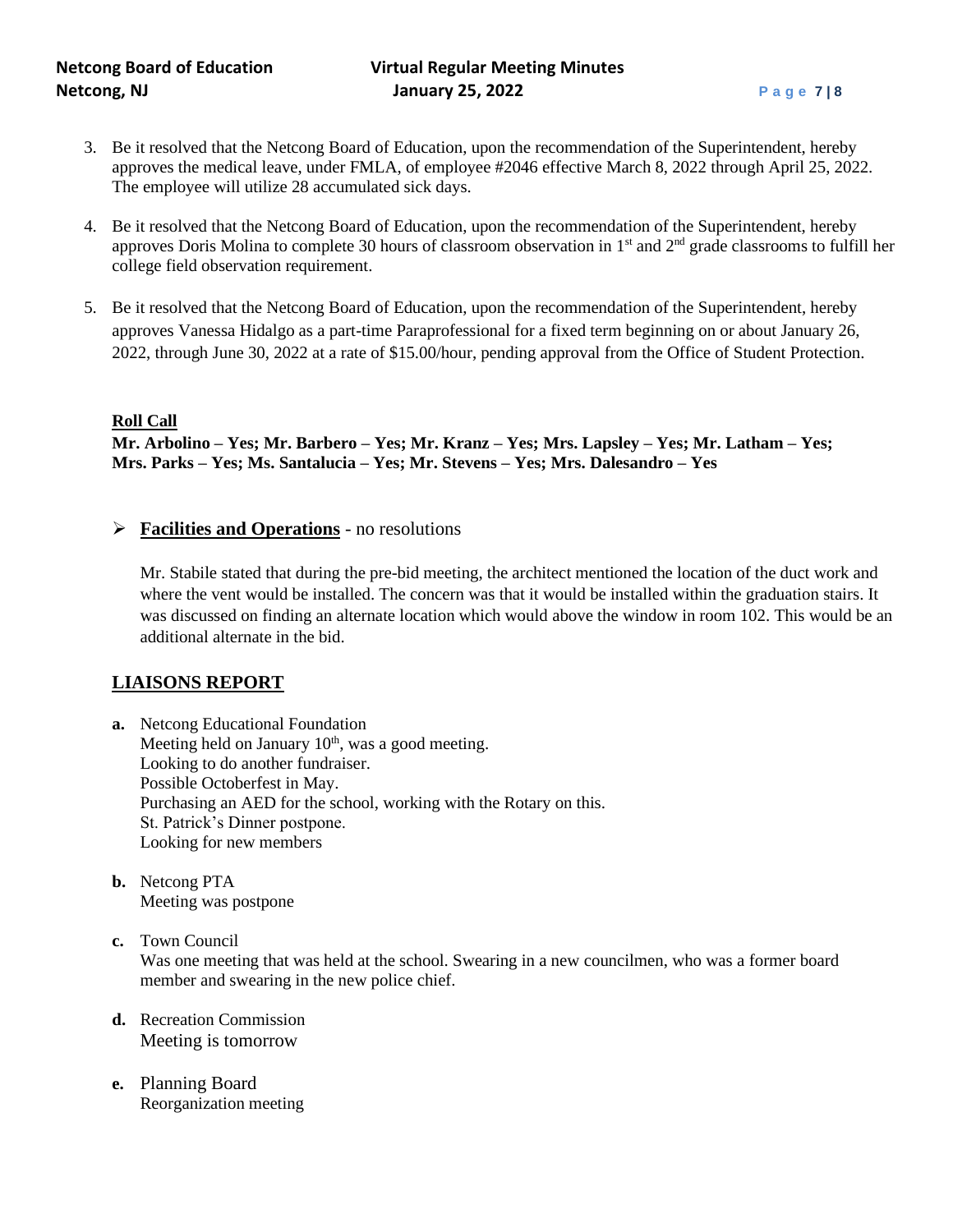3. Be it resolved that the Netcong Board of Education, upon the recommendation of the Superintendent, hereby approves the medical leave, under FMLA, of employee #2046 effective March 8, 2022 through April 25, 2022. The employee will utilize 28 accumulated sick days.

4. Be it resolved that the Netcong Board of Education, upon the recommendation of the Superintendent, hereby approves Doris Molina to complete 30 hours of classroom observation in 1st and 2nd grade classrooms to fulfill her college field observation requirement.

5. Be it resolved that the Netcong Board of Education, upon the recommendation of the Superintendent, hereby approves Vanessa Hidalgo as a part-time Paraprofessional for a fixed term beginning on or about January 26, 2022, through June 30, 2022 at a rate of $15.00/hour, pending approval from the Office of Student Protection.

**Roll Call**

**Mr. Arbolino – Yes; Mr. Barbero – Yes; Mr. Kranz – Yes; Mrs. Lapsley – Yes; Mr. Latham – Yes; Mrs. Parks – Yes; Ms. Santalucia – Yes; Mr. Stevens – Yes; Mrs. Dalesandro – Yes**

- **Facilities and Operations** - no resolutions

  Mr. Stabile stated that during the pre-bid meeting, the architect mentioned the location of the duct work and where the vent would be installed. The concern was that it would be installed within the graduation stairs. It was discussed on finding an alternate location which would above the window in room 102. This would be an additional alternate in the bid.

## LIAISONS REPORT

**a.** Netcong Educational Foundation
Meeting held on January 10th, was a good meeting.
Looking to do another fundraiser.
Possible Octoberfest in May.
Purchasing an AED for the school, working with the Rotary on this.
St. Patrick's Dinner postpone.
Looking for new members

**b.** Netcong PTA
Meeting was postpone

**c.** Town Council
Was one meeting that was held at the school. Swearing in a new councilmen, who was a former board member and swearing in the new police chief.

**d.** Recreation Commission
Meeting is tomorrow

**e.** Planning Board
Reorganization meeting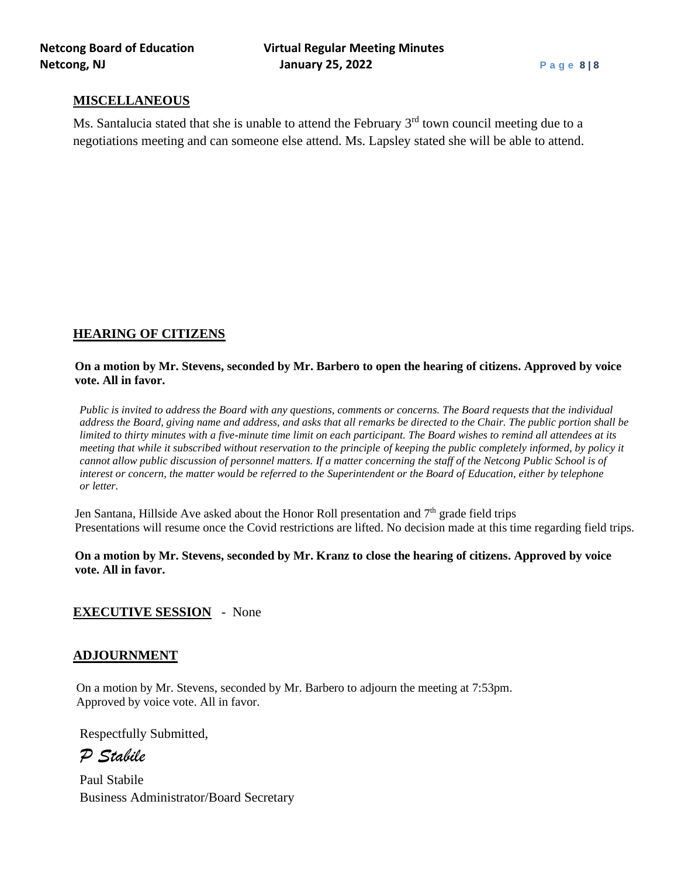## MISCELLANEOUS

Ms. Santalucia stated that she is unable to attend the February 3rd town council meeting due to a negotiations meeting and can someone else attend. Ms. Lapsley stated she will be able to attend.

## HEARING OF CITIZENS

**On a motion by Mr. Stevens, seconded by Mr. Barbero to open the hearing of citizens. Approved by voice vote. All in favor.**

*Public is invited to address the Board with any questions, comments or concerns. The Board requests that the individual address the Board, giving name and address, and asks that all remarks be directed to the Chair. The public portion shall be limited to thirty minutes with a five-minute time limit on each participant. The Board wishes to remind all attendees at its meeting that while it subscribed without reservation to the principle of keeping the public completely informed, by policy it cannot allow public discussion of personnel matters. If a matter concerning the staff of the Netcong Public School is of interest or concern, the matter would be referred to the Superintendent or the Board of Education, either by telephone or letter.*

Jen Santana, Hillside Ave asked about the Honor Roll presentation and 7th grade field trips
Presentations will resume once the Covid restrictions are lifted. No decision made at this time regarding field trips.

**On a motion by Mr. Stevens, seconded by Mr. Kranz to close the hearing of citizens. Approved by voice vote. All in favor.**

## EXECUTIVE SESSION - None

## ADJOURNMENT

On a motion by Mr. Stevens, seconded by Mr. Barbero to adjourn the meeting at 7:53pm. Approved by voice vote. All in favor.

Respectfully Submitted,

*P Stabile*

Paul Stabile
Business Administrator/Board Secretary